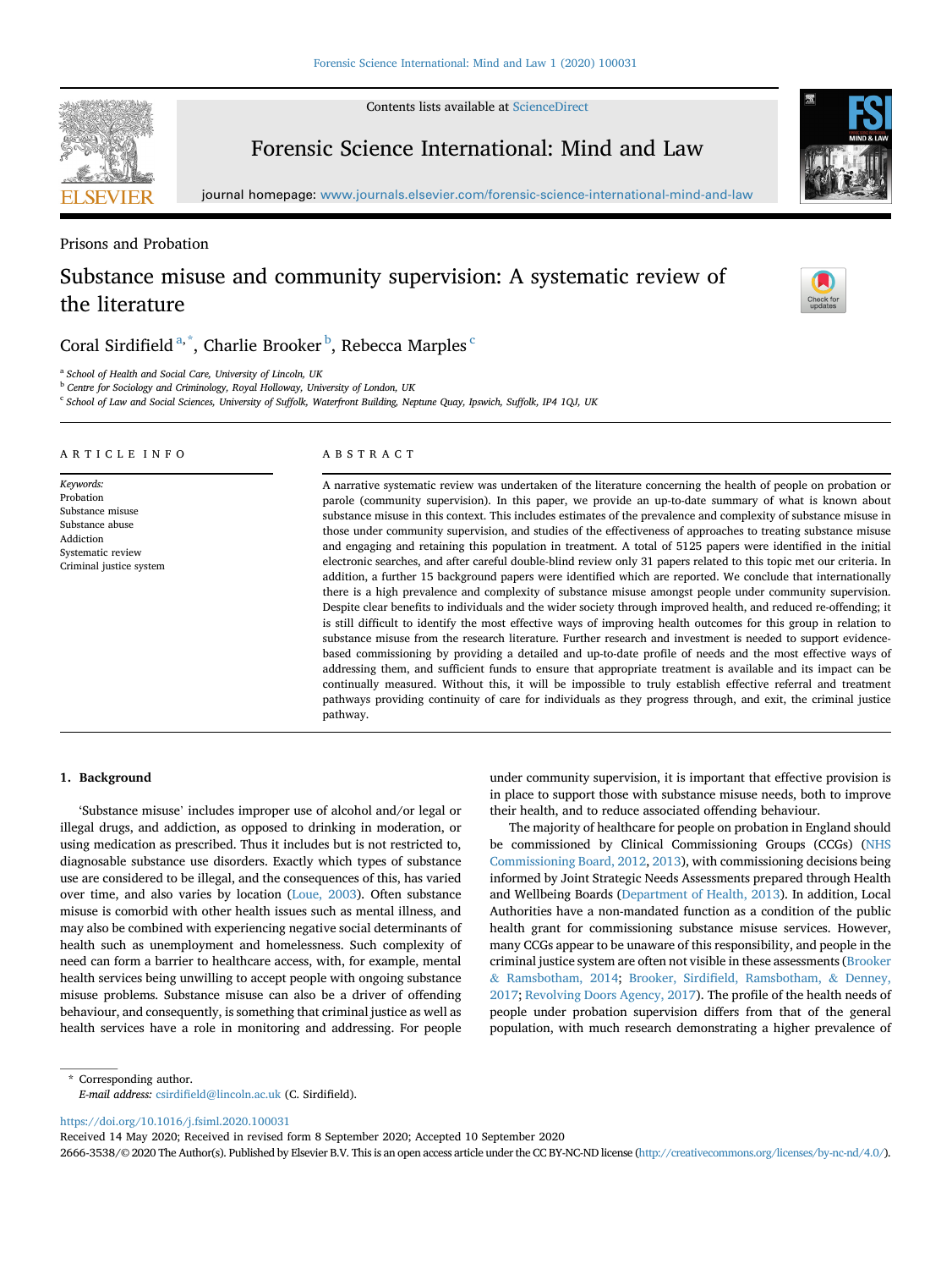Prisons and Probation

# Substance misuse and community supervision: A systematic review of the literature

Coral Sirdifield [a,*], Charlie Brooker [b], Rebecca Marples [c]

[a] School of Health and Social Care, University of Lincoln, UK

[b] Centre for Sociology and Criminology, Royal Holloway, University of London, UK

[c] School of Law and Social Sciences, University of Suffolk, Waterfront Building, Neptune Quay, Ipswich, Suffolk, IP4 1QJ, UK

## ARTICLE INFO

*Keywords:*
Probation
Substance misuse
Substance abuse
Addiction
Systematic review
Criminal justice system

## ABSTRACT

A narrative systematic review was undertaken of the literature concerning the health of people on probation or parole (community supervision). In this paper, we provide an up-to-date summary of what is known about substance misuse in this context. This includes estimates of the prevalence and complexity of substance misuse in those under community supervision, and studies of the effectiveness of approaches to treating substance misuse and engaging and retaining this population in treatment. A total of 5125 papers were identified in the initial electronic searches, and after careful double-blind review only 31 papers related to this topic met our criteria. In addition, a further 15 background papers were identified which are reported. We conclude that internationally there is a high prevalence and complexity of substance misuse amongst people under community supervision. Despite clear benefits to individuals and the wider society through improved health, and reduced re-offending; it is still difficult to identify the most effective ways of improving health outcomes for this group in relation to substance misuse from the research literature. Further research and investment is needed to support evidence-based commissioning by providing a detailed and up-to-date profile of needs and the most effective ways of addressing them, and sufficient funds to ensure that appropriate treatment is available and its impact can be continually measured. Without this, it will be impossible to truly establish effective referral and treatment pathways providing continuity of care for individuals as they progress through, and exit, the criminal justice pathway.

## 1. Background

'Substance misuse' includes improper use of alcohol and/or legal or illegal drugs, and addiction, as opposed to drinking in moderation, or using medication as prescribed. Thus it includes but is not restricted to, diagnosable substance use disorders. Exactly which types of substance use are considered to be illegal, and the consequences of this, has varied over time, and also varies by location (Loue, 2003). Often substance misuse is comorbid with other health issues such as mental illness, and may also be combined with experiencing negative social determinants of health such as unemployment and homelessness. Such complexity of need can form a barrier to healthcare access, with, for example, mental health services being unwilling to accept people with ongoing substance misuse problems. Substance misuse can also be a driver of offending behaviour, and consequently, is something that criminal justice as well as health services have a role in monitoring and addressing. For people under community supervision, it is important that effective provision is in place to support those with substance misuse needs, both to improve their health, and to reduce associated offending behaviour.

The majority of healthcare for people on probation in England should be commissioned by Clinical Commissioning Groups (CCGs) (NHS Commissioning Board, 2012, 2013), with commissioning decisions being informed by Joint Strategic Needs Assessments prepared through Health and Wellbeing Boards (Department of Health, 2013). In addition, Local Authorities have a non-mandated function as a condition of the public health grant for commissioning substance misuse services. However, many CCGs appear to be unaware of this responsibility, and people in the criminal justice system are often not visible in these assessments (Brooker & Ramsbotham, 2014; Brooker, Sirdifield, Ramsbotham, & Denney, 2017; Revolving Doors Agency, 2017). The profile of the health needs of people under probation supervision differs from that of the general population, with much research demonstrating a higher prevalence of

\* Corresponding author.
*E-mail address:* csirdifield@lincoln.ac.uk (C. Sirdifield).

https://doi.org/10.1016/j.fsiml.2020.100031
Received 14 May 2020; Received in revised form 8 September 2020; Accepted 10 September 2020
2666-3538/© 2020 The Author(s). Published by Elsevier B.V. This is an open access article under the CC BY-NC-ND license (http://creativecommons.org/licenses/by-nc-nd/4.0/).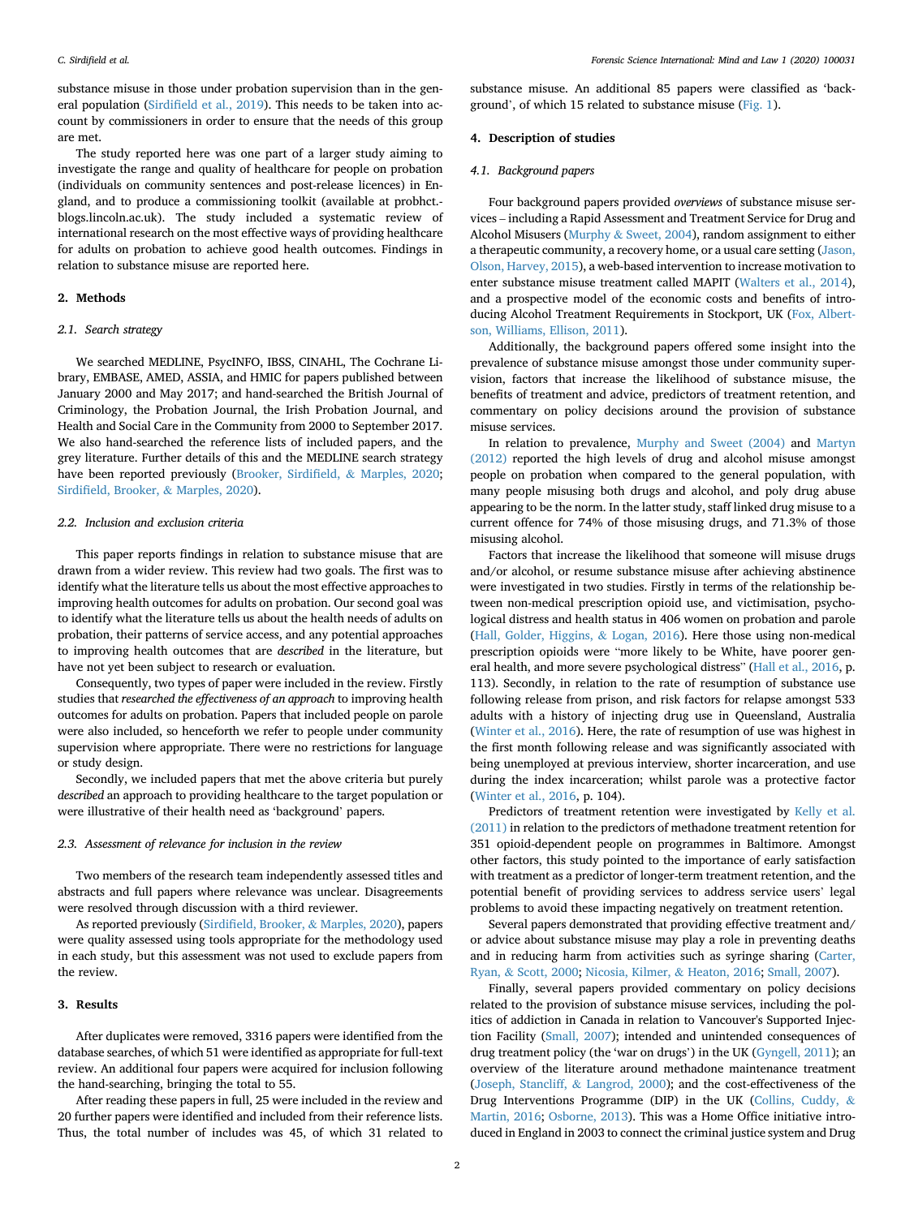substance misuse in those under probation supervision than in the general population (Sirdifield et al., 2019). This needs to be taken into account by commissioners in order to ensure that the needs of this group are met.

The study reported here was one part of a larger study aiming to investigate the range and quality of healthcare for people on probation (individuals on community sentences and post-release licences) in England, and to produce a commissioning toolkit (available at probhct.-blogs.lincoln.ac.uk). The study included a systematic review of international research on the most effective ways of providing healthcare for adults on probation to achieve good health outcomes. Findings in relation to substance misuse are reported here.

## 2. Methods

### 2.1. Search strategy

We searched MEDLINE, PsycINFO, IBSS, CINAHL, The Cochrane Library, EMBASE, AMED, ASSIA, and HMIC for papers published between January 2000 and May 2017; and hand-searched the British Journal of Criminology, the Probation Journal, the Irish Probation Journal, and Health and Social Care in the Community from 2000 to September 2017. We also hand-searched the reference lists of included papers, and the grey literature. Further details of this and the MEDLINE search strategy have been reported previously (Brooker, Sirdifield, & Marples, 2020; Sirdifield, Brooker, & Marples, 2020).

### 2.2. Inclusion and exclusion criteria

This paper reports findings in relation to substance misuse that are drawn from a wider review. This review had two goals. The first was to identify what the literature tells us about the most effective approaches to improving health outcomes for adults on probation. Our second goal was to identify what the literature tells us about the health needs of adults on probation, their patterns of service access, and any potential approaches to improving health outcomes that are *described* in the literature, but have not yet been subject to research or evaluation.

Consequently, two types of paper were included in the review. Firstly studies that *researched the effectiveness of an approach* to improving health outcomes for adults on probation. Papers that included people on parole were also included, so henceforth we refer to people under community supervision where appropriate. There were no restrictions for language or study design.

Secondly, we included papers that met the above criteria but purely *described* an approach to providing healthcare to the target population or were illustrative of their health need as 'background' papers.

### 2.3. Assessment of relevance for inclusion in the review

Two members of the research team independently assessed titles and abstracts and full papers where relevance was unclear. Disagreements were resolved through discussion with a third reviewer.

As reported previously (Sirdifield, Brooker, & Marples, 2020), papers were quality assessed using tools appropriate for the methodology used in each study, but this assessment was not used to exclude papers from the review.

## 3. Results

After duplicates were removed, 3316 papers were identified from the database searches, of which 51 were identified as appropriate for full-text review. An additional four papers were acquired for inclusion following the hand-searching, bringing the total to 55.

After reading these papers in full, 25 were included in the review and 20 further papers were identified and included from their reference lists. Thus, the total number of includes was 45, of which 31 related to substance misuse. An additional 85 papers were classified as 'background', of which 15 related to substance misuse (Fig. 1).

## 4. Description of studies

### 4.1. Background papers

Four background papers provided *overviews* of substance misuse services – including a Rapid Assessment and Treatment Service for Drug and Alcohol Misusers (Murphy & Sweet, 2004), random assignment to either a therapeutic community, a recovery home, or a usual care setting (Jason, Olson, Harvey, 2015), a web-based intervention to increase motivation to enter substance misuse treatment called MAPIT (Walters et al., 2014), and a prospective model of the economic costs and benefits of introducing Alcohol Treatment Requirements in Stockport, UK (Fox, Albertson, Williams, Ellison, 2011).

Additionally, the background papers offered some insight into the prevalence of substance misuse amongst those under community supervision, factors that increase the likelihood of substance misuse, the benefits of treatment and advice, predictors of treatment retention, and commentary on policy decisions around the provision of substance misuse services.

In relation to prevalence, Murphy and Sweet (2004) and Martyn (2012) reported the high levels of drug and alcohol misuse amongst people on probation when compared to the general population, with many people misusing both drugs and alcohol, and poly drug abuse appearing to be the norm. In the latter study, staff linked drug misuse to a current offence for 74% of those misusing drugs, and 71.3% of those misusing alcohol.

Factors that increase the likelihood that someone will misuse drugs and/or alcohol, or resume substance misuse after achieving abstinence were investigated in two studies. Firstly in terms of the relationship between non-medical prescription opioid use, and victimisation, psychological distress and health status in 406 women on probation and parole (Hall, Golder, Higgins, & Logan, 2016). Here those using non-medical prescription opioids were "more likely to be White, have poorer general health, and more severe psychological distress" (Hall et al., 2016, p. 113). Secondly, in relation to the rate of resumption of substance use following release from prison, and risk factors for relapse amongst 533 adults with a history of injecting drug use in Queensland, Australia (Winter et al., 2016). Here, the rate of resumption of use was highest in the first month following release and was significantly associated with being unemployed at previous interview, shorter incarceration, and use during the index incarceration; whilst parole was a protective factor (Winter et al., 2016, p. 104).

Predictors of treatment retention were investigated by Kelly et al. (2011) in relation to the predictors of methadone treatment retention for 351 opioid-dependent people on programmes in Baltimore. Amongst other factors, this study pointed to the importance of early satisfaction with treatment as a predictor of longer-term treatment retention, and the potential benefit of providing services to address service users' legal problems to avoid these impacting negatively on treatment retention.

Several papers demonstrated that providing effective treatment and/or advice about substance misuse may play a role in preventing deaths and in reducing harm from activities such as syringe sharing (Carter, Ryan, & Scott, 2000; Nicosia, Kilmer, & Heaton, 2016; Small, 2007).

Finally, several papers provided commentary on policy decisions related to the provision of substance misuse services, including the politics of addiction in Canada in relation to Vancouver's Supported Injection Facility (Small, 2007); intended and unintended consequences of drug treatment policy (the 'war on drugs') in the UK (Gyngell, 2011); an overview of the literature around methadone maintenance treatment (Joseph, Stancliff, & Langrod, 2000); and the cost-effectiveness of the Drug Interventions Programme (DIP) in the UK (Collins, Cuddy, & Martin, 2016; Osborne, 2013). This was a Home Office initiative introduced in England in 2003 to connect the criminal justice system and Drug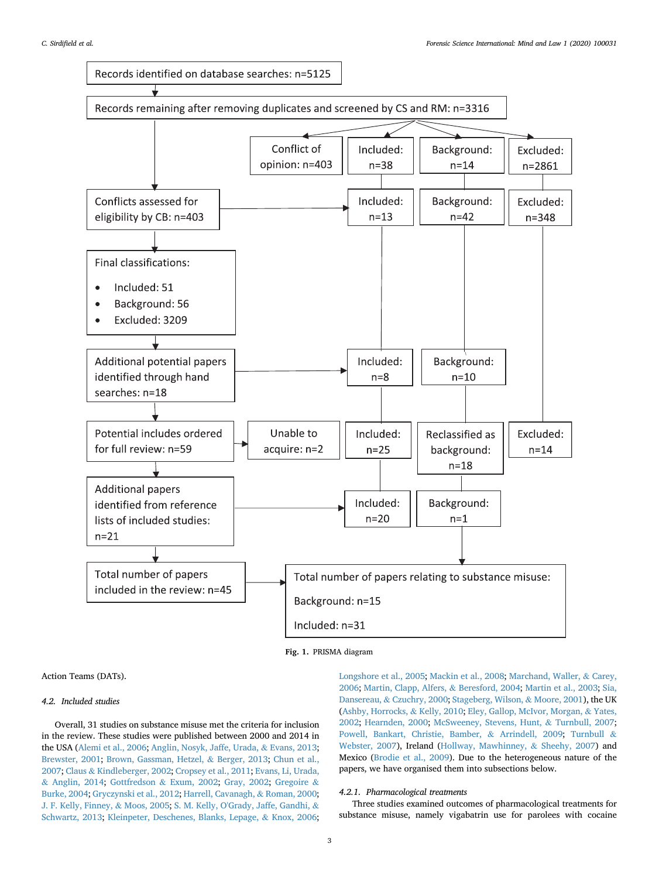Records identified on database searches: n=5125

Records remaining after removing duplicates and screened by CS and RM: n=3316

- Conflict of opinion: n=403
- Included: n=38
- Background: n=14
- Excluded: n=2861

Conflicts assessed for eligibility by CB: n=403

- Included: n=13
- Background: n=42
- Excluded: n=348

Final classifications:

- Included: 51
- Background: 56
- Excluded: 3209

Additional potential papers identified through hand searches: n=18

- Included: n=8
- Background: n=10

Potential includes ordered for full review: n=59

- Unable to acquire: n=2
- Included: n=25
- Reclassified as background: n=18
- Excluded: n=14

Additional papers identified from reference lists of included studies: n=21

- Included: n=20
- Background: n=1

Total number of papers included in the review: n=45

Total number of papers relating to substance misuse:

Background: n=15

Included: n=31

**Fig. 1.** PRISMA diagram

Action Teams (DATs).

### 4.2. Included studies

Overall, 31 studies on substance misuse met the criteria for inclusion in the review. These studies were published between 2000 and 2014 in the USA (Alemi et al., 2006; Anglin, Nosyk, Jaffe, Urada, & Evans, 2013; Brewster, 2001; Brown, Gassman, Hetzel, & Berger, 2013; Chun et al., 2007; Claus & Kindleberger, 2002; Cropsey et al., 2011; Evans, Li, Urada, & Anglin, 2014; Gottfredson & Exum, 2002; Gray, 2002; Gregoire & Burke, 2004; Gryczynski et al., 2012; Harrell, Cavanagh, & Roman, 2000; J. F. Kelly, Finney, & Moos, 2005; S. M. Kelly, O'Grady, Jaffe, Gandhi, & Schwartz, 2013; Kleinpeter, Deschenes, Blanks, Lepage, & Knox, 2006; Longshore et al., 2005; Mackin et al., 2008; Marchand, Waller, & Carey, 2006; Martin, Clapp, Alfers, & Beresford, 2004; Martin et al., 2003; Sia, Dansereau, & Czuchry, 2000; Stageberg, Wilson, & Moore, 2001), the UK (Ashby, Horrocks, & Kelly, 2010; Eley, Gallop, McIvor, Morgan, & Yates, 2002; Hearnden, 2000; McSweeney, Stevens, Hunt, & Turnbull, 2007; Powell, Bankart, Christie, Bamber, & Arrindell, 2009; Turnbull & Webster, 2007), Ireland (Hollway, Mawhinney, & Sheehy, 2007) and Mexico (Brodie et al., 2009). Due to the heterogeneous nature of the papers, we have organised them into subsections below.

#### 4.2.1. Pharmacological treatments

Three studies examined outcomes of pharmacological treatments for substance misuse, namely vigabatrin use for parolees with cocaine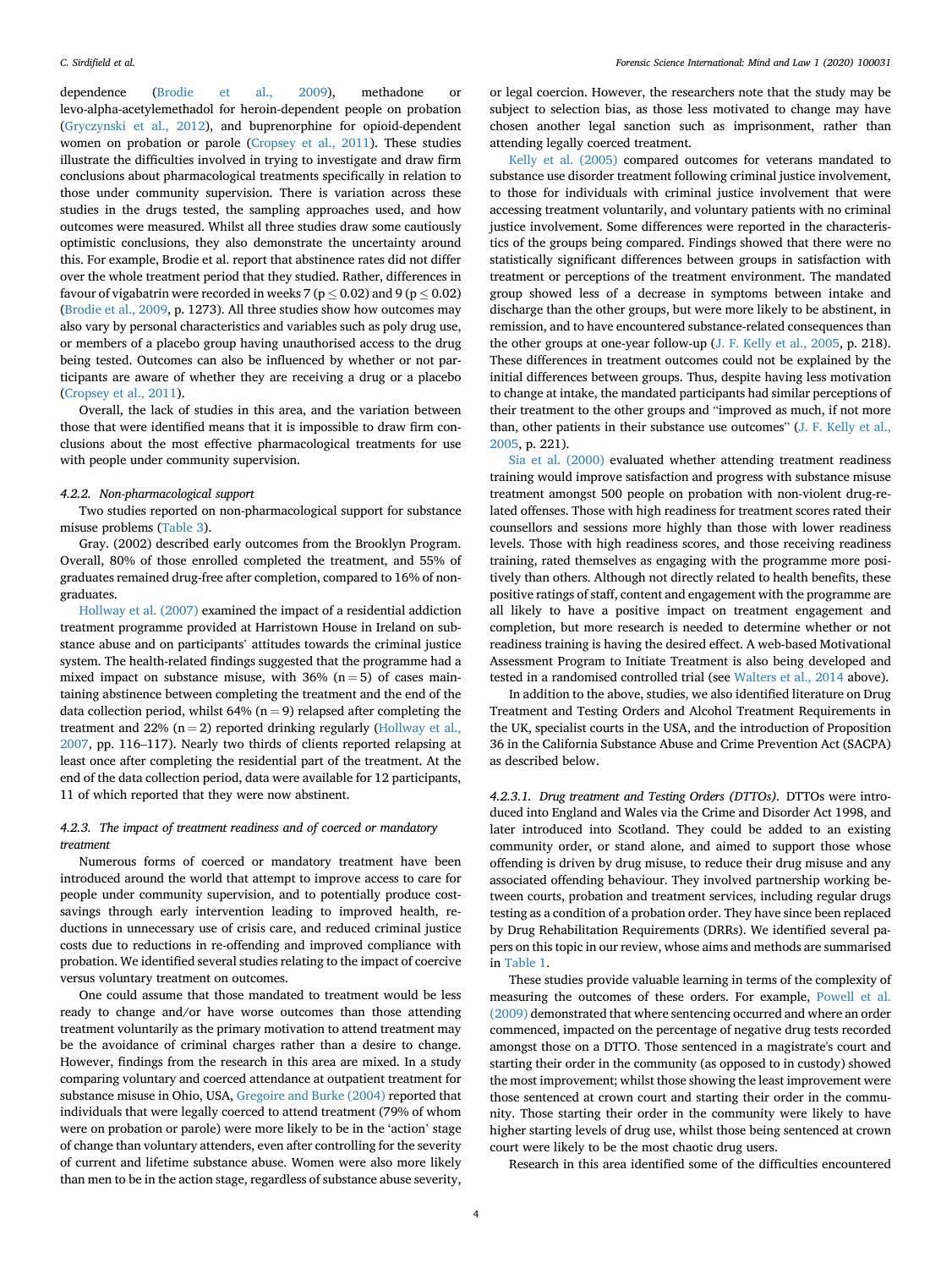dependence (Brodie et al., 2009), methadone or levo-alpha-acetylemethadol for heroin-dependent people on probation (Gryczynski et al., 2012), and buprenorphine for opioid-dependent women on probation or parole (Cropsey et al., 2011). These studies illustrate the difficulties involved in trying to investigate and draw firm conclusions about pharmacological treatments specifically in relation to those under community supervision. There is variation across these studies in the drugs tested, the sampling approaches used, and how outcomes were measured. Whilst all three studies draw some cautiously optimistic conclusions, they also demonstrate the uncertainty around this. For example, Brodie et al. report that abstinence rates did not differ over the whole treatment period that they studied. Rather, differences in favour of vigabatrin were recorded in weeks 7 ($p \leq 0.02$) and 9 ($p \leq 0.02$) (Brodie et al., 2009, p. 1273). All three studies show how outcomes may also vary by personal characteristics and variables such as poly drug use, or members of a placebo group having unauthorised access to the drug being tested. Outcomes can also be influenced by whether or not participants are aware of whether they are receiving a drug or a placebo (Cropsey et al., 2011).

Overall, the lack of studies in this area, and the variation between those that were identified means that it is impossible to draw firm conclusions about the most effective pharmacological treatments for use with people under community supervision.

#### 4.2.2. Non-pharmacological support

Two studies reported on non-pharmacological support for substance misuse problems (Table 3).

Gray. (2002) described early outcomes from the Brooklyn Program. Overall, 80% of those enrolled completed the treatment, and 55% of graduates remained drug-free after completion, compared to 16% of non-graduates.

Hollway et al. (2007) examined the impact of a residential addiction treatment programme provided at Harristown House in Ireland on substance abuse and on participants' attitudes towards the criminal justice system. The health-related findings suggested that the programme had a mixed impact on substance misuse, with 36% ($n = 5$) of cases maintaining abstinence between completing the treatment and the end of the data collection period, whilst 64% ($n = 9$) relapsed after completing the treatment and 22% ($n = 2$) reported drinking regularly (Hollway et al., 2007, pp. 116–117). Nearly two thirds of clients reported relapsing at least once after completing the residential part of the treatment. At the end of the data collection period, data were available for 12 participants, 11 of which reported that they were now abstinent.

#### 4.2.3. The impact of treatment readiness and of coerced or mandatory treatment

Numerous forms of coerced or mandatory treatment have been introduced around the world that attempt to improve access to care for people under community supervision, and to potentially produce cost-savings through early intervention leading to improved health, reductions in unnecessary use of crisis care, and reduced criminal justice costs due to reductions in re-offending and improved compliance with probation. We identified several studies relating to the impact of coercive versus voluntary treatment on outcomes.

One could assume that those mandated to treatment would be less ready to change and/or have worse outcomes than those attending treatment voluntarily as the primary motivation to attend treatment may be the avoidance of criminal charges rather than a desire to change. However, findings from the research in this area are mixed. In a study comparing voluntary and coerced attendance at outpatient treatment for substance misuse in Ohio, USA, Gregoire and Burke (2004) reported that individuals that were legally coerced to attend treatment (79% of whom were on probation or parole) were more likely to be in the 'action' stage of change than voluntary attenders, even after controlling for the severity of current and lifetime substance abuse. Women were also more likely than men to be in the action stage, regardless of substance abuse severity, or legal coercion. However, the researchers note that the study may be subject to selection bias, as those less motivated to change may have chosen another legal sanction such as imprisonment, rather than attending legally coerced treatment.

Kelly et al. (2005) compared outcomes for veterans mandated to substance use disorder treatment following criminal justice involvement, to those for individuals with criminal justice involvement that were accessing treatment voluntarily, and voluntary patients with no criminal justice involvement. Some differences were reported in the characteristics of the groups being compared. Findings showed that there were no statistically significant differences between groups in satisfaction with treatment or perceptions of the treatment environment. The mandated group showed less of a decrease in symptoms between intake and discharge than the other groups, but were more likely to be abstinent, in remission, and to have encountered substance-related consequences than the other groups at one-year follow-up (J. F. Kelly et al., 2005, p. 218). These differences in treatment outcomes could not be explained by the initial differences between groups. Thus, despite having less motivation to change at intake, the mandated participants had similar perceptions of their treatment to the other groups and "improved as much, if not more than, other patients in their substance use outcomes" (J. F. Kelly et al., 2005, p. 221).

Sia et al. (2000) evaluated whether attending treatment readiness training would improve satisfaction and progress with substance misuse treatment amongst 500 people on probation with non-violent drug-related offenses. Those with high readiness for treatment scores rated their counsellors and sessions more highly than those with lower readiness levels. Those with high readiness scores, and those receiving readiness training, rated themselves as engaging with the programme more positively than others. Although not directly related to health benefits, these positive ratings of staff, content and engagement with the programme are all likely to have a positive impact on treatment engagement and completion, but more research is needed to determine whether or not readiness training is having the desired effect. A web-based Motivational Assessment Program to Initiate Treatment is also being developed and tested in a randomised controlled trial (see Walters et al., 2014 above).

In addition to the above, studies, we also identified literature on Drug Treatment and Testing Orders and Alcohol Treatment Requirements in the UK, specialist courts in the USA, and the introduction of Proposition 36 in the California Substance Abuse and Crime Prevention Act (SACPA) as described below.

##### 4.2.3.1. Drug treatment and Testing Orders (DTTOs).

DTTOs were introduced into England and Wales via the Crime and Disorder Act 1998, and later introduced into Scotland. They could be added to an existing community order, or stand alone, and aimed to support those whose offending is driven by drug misuse, to reduce their drug misuse and any associated offending behaviour. They involved partnership working between courts, probation and treatment services, including regular drugs testing as a condition of a probation order. They have since been replaced by Drug Rehabilitation Requirements (DRRs). We identified several papers on this topic in our review, whose aims and methods are summarised in Table 1.

These studies provide valuable learning in terms of the complexity of measuring the outcomes of these orders. For example, Powell et al. (2009) demonstrated that where sentencing occurred and where an order commenced, impacted on the percentage of negative drug tests recorded amongst those on a DTTO. Those sentenced in a magistrate's court and starting their order in the community (as opposed to in custody) showed the most improvement; whilst those showing the least improvement were those sentenced at crown court and starting their order in the community. Those starting their order in the community were likely to have higher starting levels of drug use, whilst those being sentenced at crown court were likely to be the most chaotic drug users.

Research in this area identified some of the difficulties encountered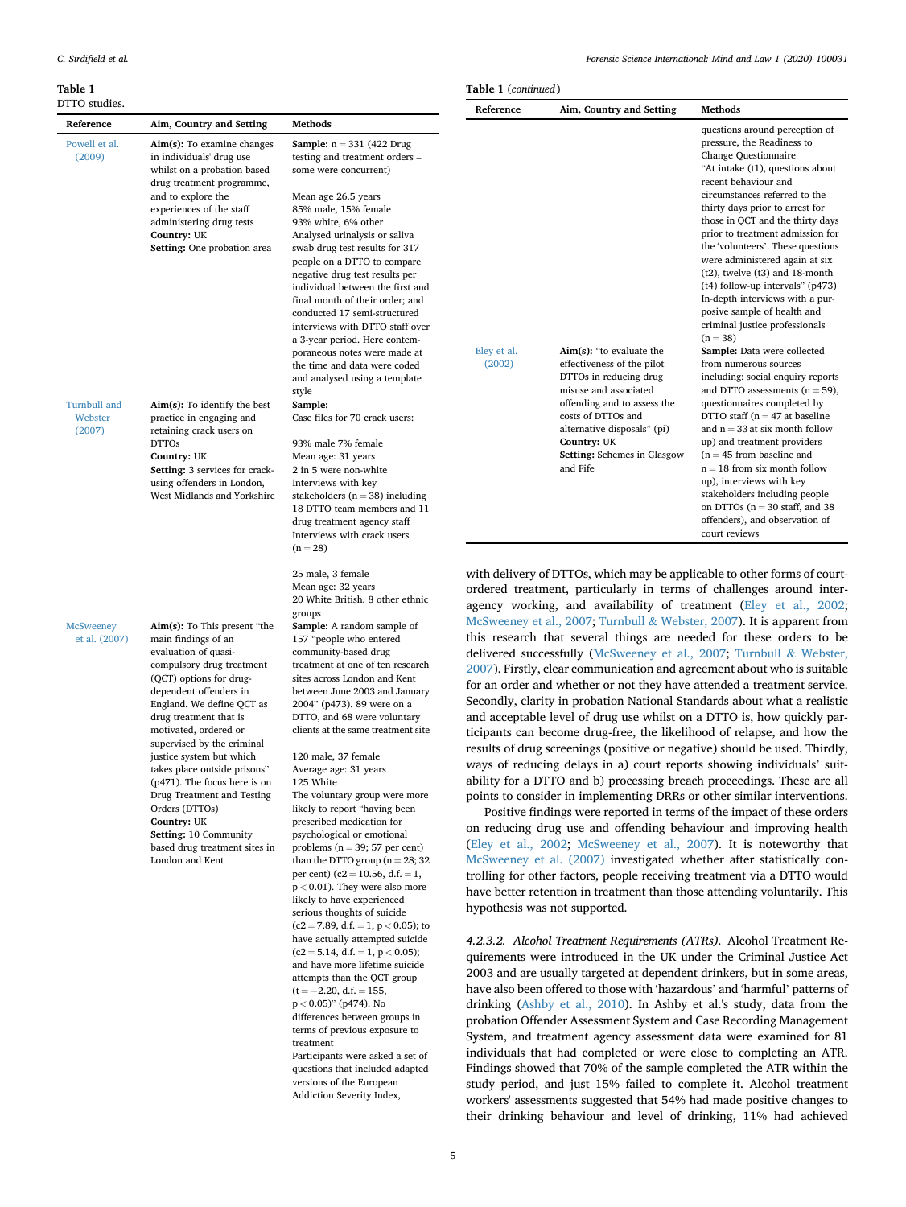**Table 1**
DTTO studies.

| Reference | Aim, Country and Setting | Methods |
|---|---|---|
| Powell et al. (2009) | **Aim(s):** To examine changes in individuals' drug use whilst on a probation based drug treatment programme, and to explore the experiences of the staff administering drug tests<br>**Country:** UK<br>**Setting:** One probation area | **Sample:** n = 331 (422 Drug testing and treatment orders – some were concurrent)<br><br>Mean age 26.5 years<br>85% male, 15% female<br>93% white, 6% other<br>Analysed urinalysis or saliva swab drug test results for 317 people on a DTTO to compare negative drug test results per individual between the first and final month of their order; and conducted 17 semi-structured interviews with DTTO staff over a 3-year period. Here contemporaneous notes were made at the time and data were coded and analysed using a template style |
| Turnbull and Webster (2007) | **Aim(s):** To identify the best practice in engaging and retaining crack users on DTTOs<br>**Country:** UK<br>**Setting:** 3 services for crack-using offenders in London, West Midlands and Yorkshire | **Sample:**<br>Case files for 70 crack users:<br><br>93% male 7% female<br>Mean age: 31 years<br>2 in 5 were non-white<br>Interviews with key stakeholders (n = 38) including 18 DTTO team members and 11 drug treatment agency staff<br>Interviews with crack users (n = 28)<br><br>25 male, 3 female<br>Mean age: 32 years<br>20 White British, 8 other ethnic groups |
| McSweeney et al. (2007) | **Aim(s):** To This present "the main findings of an evaluation of quasi-compulsory drug treatment (QCT) options for drug-dependent offenders in England. We define QCT as drug treatment that is motivated, ordered or supervised by the criminal justice system but which takes place outside prisons" (p471). The focus here is on Drug Treatment and Testing Orders (DTTOs)<br>**Country:** UK<br>**Setting:** 10 Community based drug treatment sites in London and Kent | **Sample:** A random sample of 157 "people who entered community-based drug treatment at one of ten research sites across London and Kent between June 2003 and January 2004" (p473). 89 were on a DTTO, and 68 were voluntary clients at the same treatment site<br><br>120 male, 37 female<br>Average age: 31 years<br>125 White<br>The voluntary group were more likely to report "having been prescribed medication for psychological or emotional problems (n = 39; 57 per cent) than the DTTO group (n = 28; 32 per cent) (c2 = 10.56, d.f. = 1, p < 0.01). They were also more likely to have experienced serious thoughts of suicide (c2 = 7.89, d.f. = 1, p < 0.05); to have actually attempted suicide (c2 = 5.14, d.f. = 1, p < 0.05); and have more lifetime suicide attempts than the QCT group (t = −2.20, d.f. = 155, p < 0.05)" (p474). No differences between groups in terms of previous exposure to treatment<br>Participants were asked a set of questions that included adapted versions of the European Addiction Severity Index, questions around perception of pressure, the Readiness to Change Questionnaire<br>"At intake (t1), questions about recent behaviour and circumstances referred to the thirty days prior to arrest for those in QCT and the thirty days prior to treatment admission for the 'volunteers'. These questions were administered again at six (t2), twelve (t3) and 18-month (t4) follow-up intervals" (p473)<br>In-depth interviews with a purposive sample of health and criminal justice professionals (n = 38) |
| Eley et al. (2002) | **Aim(s):** "to evaluate the effectiveness of the pilot DTTOs in reducing drug misuse and associated offending and to assess the costs of DTTOs and alternative disposals" (pi)<br>**Country:** UK<br>**Setting:** Schemes in Glasgow and Fife | **Sample:** Data were collected from numerous sources including: social enquiry reports and DTTO assessments (n = 59), questionnaires completed by DTTO staff (n = 47 at baseline and n = 33 at six month follow up) and treatment providers (n = 45 from baseline and n = 18 from six month follow up), interviews with key stakeholders including people on DTTOs (n = 30 staff, and 38 offenders), and observation of court reviews |

with delivery of DTTOs, which may be applicable to other forms of court-ordered treatment, particularly in terms of challenges around inter-agency working, and availability of treatment (Eley et al., 2002; McSweeney et al., 2007; Turnbull & Webster, 2007). It is apparent from this research that several things are needed for these orders to be delivered successfully (McSweeney et al., 2007; Turnbull & Webster, 2007). Firstly, clear communication and agreement about who is suitable for an order and whether or not they have attended a treatment service. Secondly, clarity in probation National Standards about what a realistic and acceptable level of drug use whilst on a DTTO is, how quickly participants can become drug-free, the likelihood of relapse, and how the results of drug screenings (positive or negative) should be used. Thirdly, ways of reducing delays in a) court reports showing individuals' suitability for a DTTO and b) processing breach proceedings. These are all points to consider in implementing DRRs or other similar interventions.

Positive findings were reported in terms of the impact of these orders on reducing drug use and offending behaviour and improving health (Eley et al., 2002; McSweeney et al., 2007). It is noteworthy that McSweeney et al. (2007) investigated whether after statistically controlling for other factors, people receiving treatment via a DTTO would have better retention in treatment than those attending voluntarily. This hypothesis was not supported.

*4.2.3.2. Alcohol Treatment Requirements (ATRs).* Alcohol Treatment Requirements were introduced in the UK under the Criminal Justice Act 2003 and are usually targeted at dependent drinkers, but in some areas, have also been offered to those with 'hazardous' and 'harmful' patterns of drinking (Ashby et al., 2010). In Ashby et al.'s study, data from the probation Offender Assessment System and Case Recording Management System, and treatment agency assessment data were examined for 81 individuals that had completed or were close to completing an ATR. Findings showed that 70% of the sample completed the ATR within the study period, and just 15% failed to complete it. Alcohol treatment workers' assessments suggested that 54% had made positive changes to their drinking behaviour and level of drinking, 11% had achieved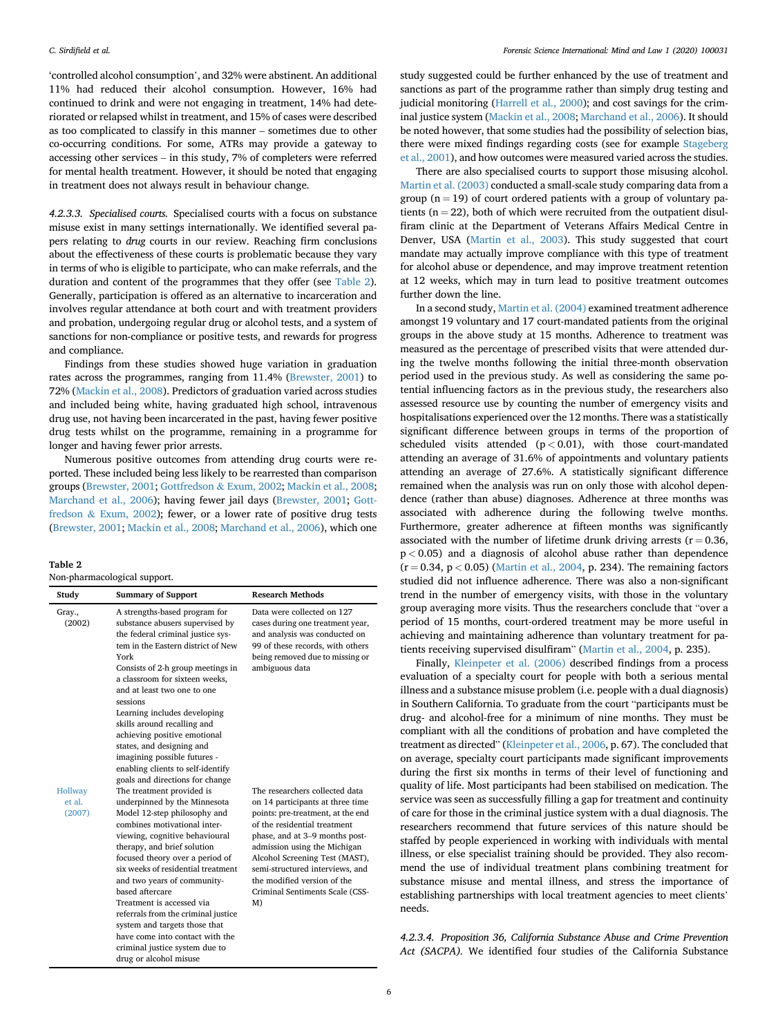'controlled alcohol consumption', and 32% were abstinent. An additional 11% had reduced their alcohol consumption. However, 16% had continued to drink and were not engaging in treatment, 14% had deteriorated or relapsed whilst in treatment, and 15% of cases were described as too complicated to classify in this manner – sometimes due to other co-occurring conditions. For some, ATRs may provide a gateway to accessing other services – in this study, 7% of completers were referred for mental health treatment. However, it should be noted that engaging in treatment does not always result in behaviour change.

*4.2.3.3. Specialised courts.* Specialised courts with a focus on substance misuse exist in many settings internationally. We identified several papers relating to *drug* courts in our review. Reaching firm conclusions about the effectiveness of these courts is problematic because they vary in terms of who is eligible to participate, who can make referrals, and the duration and content of the programmes that they offer (see Table 2). Generally, participation is offered as an alternative to incarceration and involves regular attendance at both court and with treatment providers and probation, undergoing regular drug or alcohol tests, and a system of sanctions for non-compliance or positive tests, and rewards for progress and compliance.

Findings from these studies showed huge variation in graduation rates across the programmes, ranging from 11.4% (Brewster, 2001) to 72% (Mackin et al., 2008). Predictors of graduation varied across studies and included being white, having graduated high school, intravenous drug use, not having been incarcerated in the past, having fewer positive drug tests whilst on the programme, remaining in a programme for longer and having fewer prior arrests.

Numerous positive outcomes from attending drug courts were reported. These included being less likely to be rearrested than comparison groups (Brewster, 2001; Gottfredson & Exum, 2002; Mackin et al., 2008; Marchand et al., 2006); having fewer jail days (Brewster, 2001; Gottfredson & Exum, 2002); fewer, or a lower rate of positive drug tests (Brewster, 2001; Mackin et al., 2008; Marchand et al., 2006), which one study suggested could be further enhanced by the use of treatment and sanctions as part of the programme rather than simply drug testing and judicial monitoring (Harrell et al., 2000); and cost savings for the criminal justice system (Mackin et al., 2008; Marchand et al., 2006). It should be noted however, that some studies had the possibility of selection bias, there were mixed findings regarding costs (see for example Stageberg et al., 2001), and how outcomes were measured varied across the studies.

**Table 2**
Non-pharmacological support.

| Study | Summary of Support | Research Methods |
|---|---|---|
| Gray., (2002) | A strengths-based program for substance abusers supervised by the federal criminal justice system in the Eastern district of New York<br>Consists of 2-h group meetings in a classroom for sixteen weeks, and at least two one to one sessions<br>Learning includes developing skills around recalling and achieving positive emotional states, and designing and imagining possible futures - enabling clients to self-identify goals and directions for change | Data were collected on 127 cases during one treatment year, and analysis was conducted on 99 of these records, with others being removed due to missing or ambiguous data |
| Hollway et al. (2007) | The treatment provided is underpinned by the Minnesota Model 12-step philosophy and combines motivational interviewing, cognitive behavioural therapy, and brief solution focused theory over a period of six weeks of residential treatment and two years of community-based aftercare<br>Treatment is accessed via referrals from the criminal justice system and targets those that have come into contact with the criminal justice system due to drug or alcohol misuse | The researchers collected data on 14 participants at three time points: pre-treatment, at the end of the residential treatment phase, and at 3–9 months post-admission using the Michigan Alcohol Screening Test (MAST), semi-structured interviews, and the modified version of the Criminal Sentiments Scale (CSS-M) |

There are also specialised courts to support those misusing alcohol. Martin et al. (2003) conducted a small-scale study comparing data from a group ($n = 19$) of court ordered patients with a group of voluntary patients ($n = 22$), both of which were recruited from the outpatient disulfiram clinic at the Department of Veterans Affairs Medical Centre in Denver, USA (Martin et al., 2003). This study suggested that court mandate may actually improve compliance with this type of treatment for alcohol abuse or dependence, and may improve treatment retention at 12 weeks, which may in turn lead to positive treatment outcomes further down the line.

In a second study, Martin et al. (2004) examined treatment adherence amongst 19 voluntary and 17 court-mandated patients from the original groups in the above study at 15 months. Adherence to treatment was measured as the percentage of prescribed visits that were attended during the twelve months following the initial three-month observation period used in the previous study. As well as considering the same potential influencing factors as in the previous study, the researchers also assessed resource use by counting the number of emergency visits and hospitalisations experienced over the 12 months. There was a statistically significant difference between groups in terms of the proportion of scheduled visits attended ($p < 0.01$), with those court-mandated attending an average of 31.6% of appointments and voluntary patients attending an average of 27.6%. A statistically significant difference remained when the analysis was run on only those with alcohol dependence (rather than abuse) diagnoses. Adherence at three months was associated with adherence during the following twelve months. Furthermore, greater adherence at fifteen months was significantly associated with the number of lifetime drunk driving arrests ($r = 0.36$, $p < 0.05$) and a diagnosis of alcohol abuse rather than dependence ($r = 0.34$, $p < 0.05$) (Martin et al., 2004, p. 234). The remaining factors studied did not influence adherence. There was also a non-significant trend in the number of emergency visits, with those in the voluntary group averaging more visits. Thus the researchers conclude that "over a period of 15 months, court-ordered treatment may be more useful in achieving and maintaining adherence than voluntary treatment for patients receiving supervised disulfiram" (Martin et al., 2004, p. 235).

Finally, Kleinpeter et al. (2006) described findings from a process evaluation of a specialty court for people with both a serious mental illness and a substance misuse problem (i.e. people with a dual diagnosis) in Southern California. To graduate from the court "participants must be drug- and alcohol-free for a minimum of nine months. They must be compliant with all the conditions of probation and have completed the treatment as directed" (Kleinpeter et al., 2006, p. 67). The concluded that on average, specialty court participants made significant improvements during the first six months in terms of their level of functioning and quality of life. Most participants had been stabilised on medication. The service was seen as successfully filling a gap for treatment and continuity of care for those in the criminal justice system with a dual diagnosis. The researchers recommend that future services of this nature should be staffed by people experienced in working with individuals with mental illness, or else specialist training should be provided. They also recommend the use of individual treatment plans combining treatment for substance misuse and mental illness, and stress the importance of establishing partnerships with local treatment agencies to meet clients' needs.

*4.2.3.4. Proposition 36, California Substance Abuse and Crime Prevention Act (SACPA).* We identified four studies of the California Substance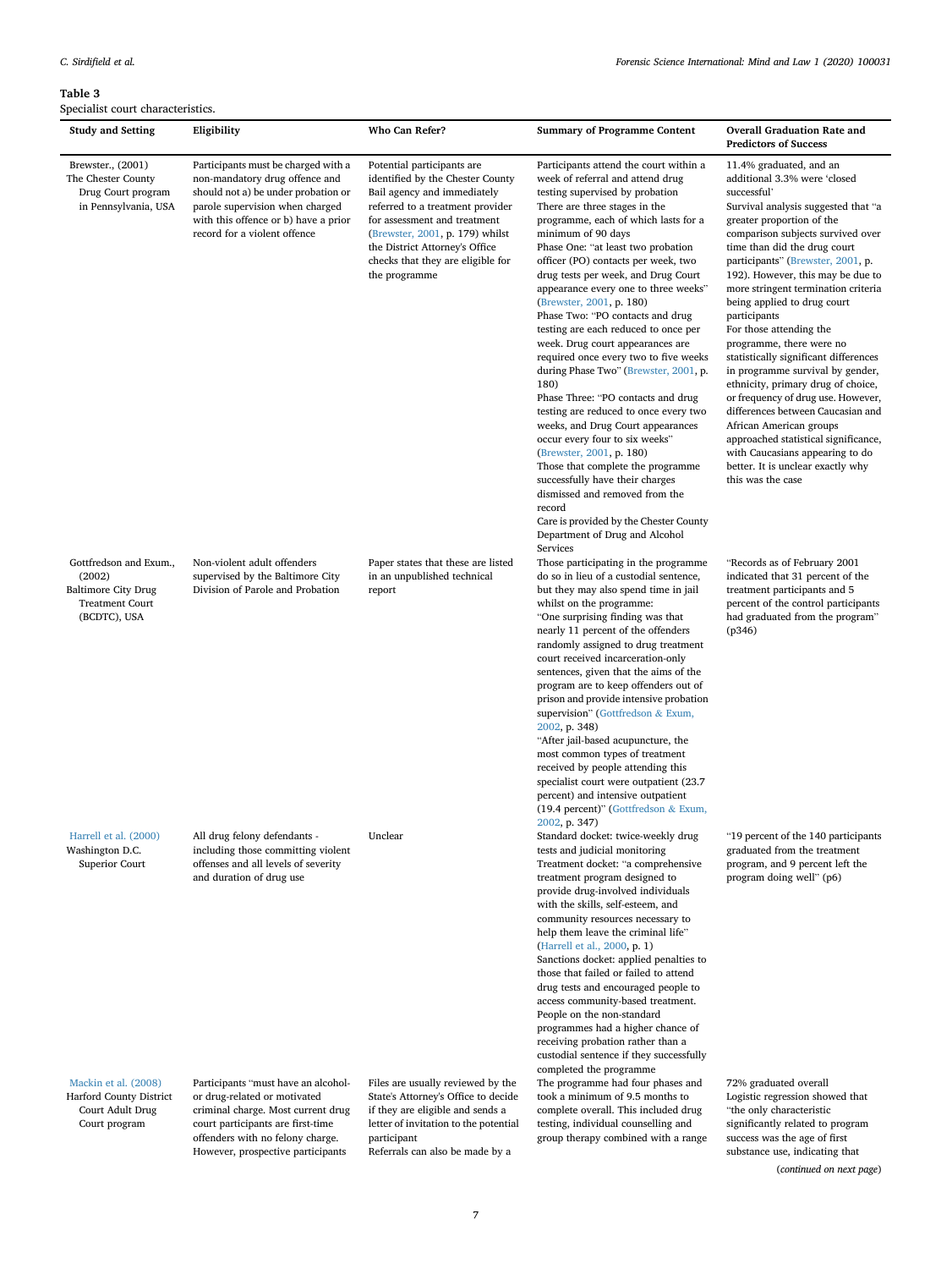**Table 3**
Specialist court characteristics.

| Study and Setting | Eligibility | Who Can Refer? | Summary of Programme Content | Overall Graduation Rate and Predictors of Success |
|---|---|---|---|---|
| Brewster., (2001) The Chester County Drug Court program in Pennsylvania, USA | Participants must be charged with a non-mandatory drug offence and should not a) be under probation or parole supervision when charged with this offence or b) have a prior record for a violent offence | Potential participants are identified by the Chester County Bail agency and immediately referred to a treatment provider for assessment and treatment (Brewster, 2001, p. 179) whilst the District Attorney's Office checks that they are eligible for the programme | Participants attend the court within a week of referral and attend drug testing supervised by probation There are three stages in the programme, each of which lasts for a minimum of 90 days Phase One: "at least two probation officer (PO) contacts per week, two drug tests per week, and Drug Court appearance every one to three weeks" (Brewster, 2001, p. 180) Phase Two: "PO contacts and drug testing are each reduced to once per week. Drug court appearances are required once every two to five weeks during Phase Two" (Brewster, 2001, p. 180) Phase Three: "PO contacts and drug testing are reduced to once every two weeks, and Drug Court appearances occur every four to six weeks" (Brewster, 2001, p. 180) Those that complete the programme successfully have their charges dismissed and removed from the record Care is provided by the Chester County Department of Drug and Alcohol Services | 11.4% graduated, and an additional 3.3% were 'closed successful' Survival analysis suggested that "a greater proportion of the comparison subjects survived over time than did the drug court participants" (Brewster, 2001, p. 192). However, this may be due to more stringent termination criteria being applied to drug court participants For those attending the programme, there were no statistically significant differences in programme survival by gender, ethnicity, primary drug of choice, or frequency of drug use. However, differences between Caucasian and African American groups approached statistical significance, with Caucasians appearing to do better. It is unclear exactly why this was the case |
| Gottfredson and Exum., (2002) Baltimore City Drug Treatment Court (BCDTC), USA | Non-violent adult offenders supervised by the Baltimore City Division of Parole and Probation | Paper states that these are listed in an unpublished technical report | Those participating in the programme do so in lieu of a custodial sentence, but they may also spend time in jail whilst on the programme: "One surprising finding was that nearly 11 percent of the offenders randomly assigned to drug treatment court received incarceration-only sentences, given that the aims of the program are to keep offenders out of prison and provide intensive probation supervision" (Gottfredson & Exum, 2002, p. 348) "After jail-based acupuncture, the most common types of treatment received by people attending this specialist court were outpatient (23.7 percent) and intensive outpatient (19.4 percent)" (Gottfredson & Exum, 2002, p. 347) | "Records as of February 2001 indicated that 31 percent of the treatment participants and 5 percent of the control participants had graduated from the program" (p346) |
| Harrell et al. (2000) Washington D.C. Superior Court | All drug felony defendants - including those committing violent offenses and all levels of severity and duration of drug use | Unclear | Standard docket: twice-weekly drug tests and judicial monitoring Treatment docket: "a comprehensive treatment program designed to provide drug-involved individuals with the skills, self-esteem, and community resources necessary to help them leave the criminal life" (Harrell et al., 2000, p. 1) Sanctions docket: applied penalties to those that failed or failed to attend drug tests and encouraged people to access community-based treatment. People on the non-standard programmes had a higher chance of receiving probation rather than a custodial sentence if they successfully completed the programme | "19 percent of the 140 participants graduated from the treatment program, and 9 percent left the program doing well" (p6) |
| Mackin et al. (2008) Harford County District Court Adult Drug Court program | Participants "must have an alcohol- or drug-related or motivated criminal charge. Most current drug court participants are first-time offenders with no felony charge. However, prospective participants | Files are usually reviewed by the State's Attorney's Office to decide if they are eligible and sends a letter of invitation to the potential participant Referrals can also be made by a | The programme had four phases and took a minimum of 9.5 months to complete overall. This included drug testing, individual counselling and group therapy combined with a range | 72% graduated overall Logistic regression showed that "the only characteristic significantly related to program success was the age of first substance use, indicating that |

(*continued on next page*)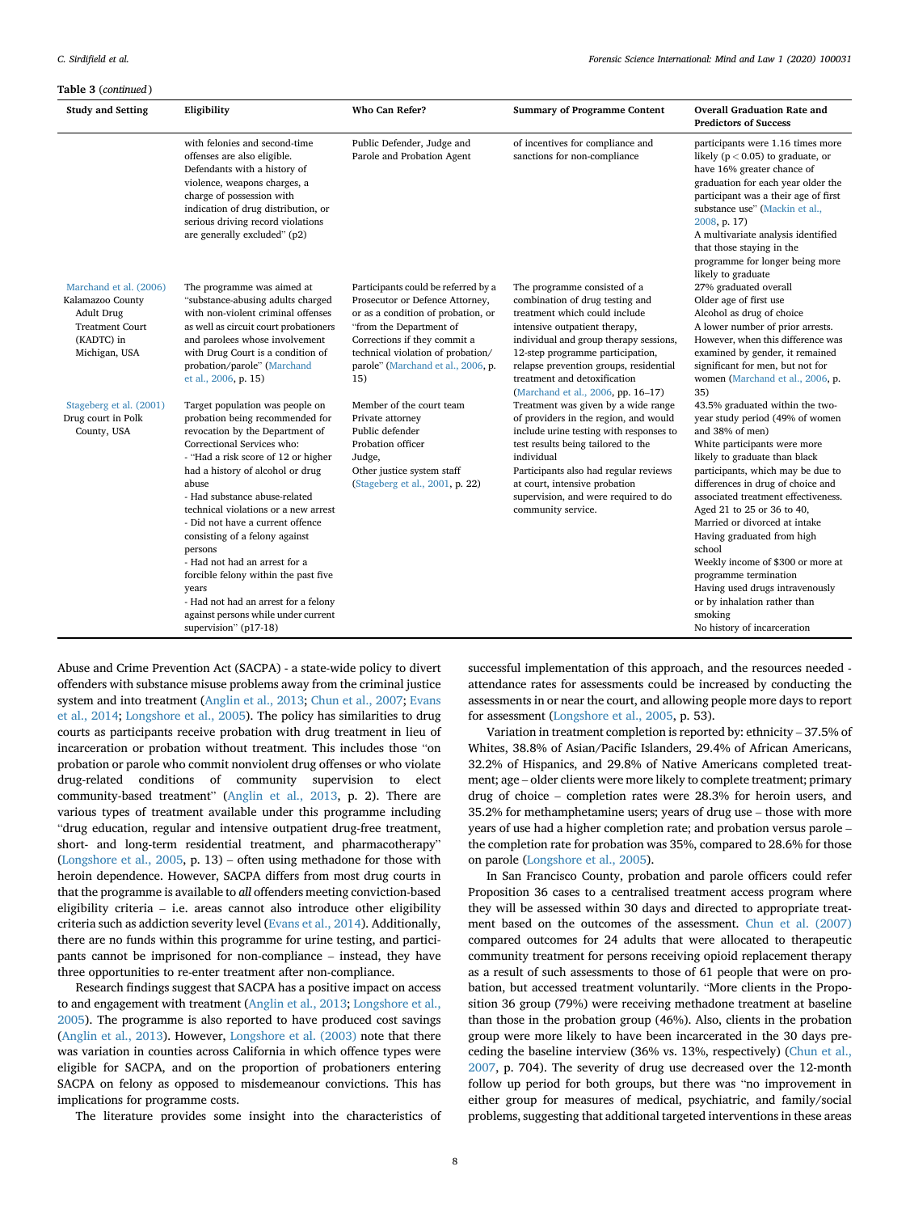**Table 3** (*continued*)

| Study and Setting | Eligibility | Who Can Refer? | Summary of Programme Content | Overall Graduation Rate and Predictors of Success |
|---|---|---|---|---|
| | with felonies and second-time offenses are also eligible. Defendants with a history of violence, weapons charges, a charge of possession with indication of drug distribution, or serious driving record violations are generally excluded" (p2) | Public Defender, Judge and Parole and Probation Agent | of incentives for compliance and sanctions for non-compliance | participants were 1.16 times more likely ($p < 0.05$) to graduate, or have 16% greater chance of graduation for each year older the participant was a their age of first substance use" (Mackin et al., 2008, p. 17)<br>A multivariate analysis identified that those staying in the programme for longer being more likely to graduate |
| Marchand et al. (2006)<br>Kalamazoo County Adult Drug Treatment Court (KADTC) in Michigan, USA | The programme was aimed at "substance-abusing adults charged with non-violent criminal offenses as well as circuit court probationers and parolees whose involvement with Drug Court is a condition of probation/parole" (Marchand et al., 2006, p. 15) | Participants could be referred by a Prosecutor or Defence Attorney, or as a condition of probation, or "from the Department of Corrections if they commit a technical violation of probation/parole" (Marchand et al., 2006, p. 15) | The programme consisted of a combination of drug testing and treatment which could include intensive outpatient therapy, individual and group therapy sessions, 12-step programme participation, relapse prevention groups, residential treatment and detoxification (Marchand et al., 2006, pp. 16–17) | 27% graduated overall<br>Older age of first use<br>Alcohol as drug of choice<br>A lower number of prior arrests. However, when this difference was examined by gender, it remained significant for men, but not for women (Marchand et al., 2006, p. 35) |
| Stageberg et al. (2001)<br>Drug court in Polk County, USA | Target population was people on probation being recommended for revocation by the Department of Correctional Services who:<br>- "Had a risk score of 12 or higher had a history of alcohol or drug abuse<br>- Had substance abuse-related technical violations or a new arrest<br>- Did not have a current offence consisting of a felony against persons<br>- Had not had an arrest for a forcible felony within the past five years<br>- Had not had an arrest for a felony against persons while under current supervision" (p17-18) | Member of the court team<br>Private attorney<br>Public defender<br>Probation officer<br>Judge,<br>Other justice system staff (Stageberg et al., 2001, p. 22) | Treatment was given by a wide range of providers in the region, and would include urine testing with responses to test results being tailored to the individual<br>Participants also had regular reviews at court, intensive probation supervision, and were required to do community service. | 43.5% graduated within the two-year study period (49% of women and 38% of men)<br>White participants were more likely to graduate than black participants, which may be due to differences in drug of choice and associated treatment effectiveness.<br>Aged 21 to 25 or 36 to 40,<br>Married or divorced at intake<br>Having graduated from high school<br>Weekly income of $300 or more at programme termination<br>Having used drugs intravenously or by inhalation rather than smoking<br>No history of incarceration |

Abuse and Crime Prevention Act (SACPA) - a state-wide policy to divert offenders with substance misuse problems away from the criminal justice system and into treatment (Anglin et al., 2013; Chun et al., 2007; Evans et al., 2014; Longshore et al., 2005). The policy has similarities to drug courts as participants receive probation with drug treatment in lieu of incarceration or probation without treatment. This includes those "on probation or parole who commit nonviolent drug offenses or who violate drug-related conditions of community supervision to elect community-based treatment" (Anglin et al., 2013, p. 2). There are various types of treatment available under this programme including "drug education, regular and intensive outpatient drug-free treatment, short- and long-term residential treatment, and pharmacotherapy" (Longshore et al., 2005, p. 13) – often using methadone for those with heroin dependence. However, SACPA differs from most drug courts in that the programme is available to *all* offenders meeting conviction-based eligibility criteria – i.e. areas cannot also introduce other eligibility criteria such as addiction severity level (Evans et al., 2014). Additionally, there are no funds within this programme for urine testing, and participants cannot be imprisoned for non-compliance – instead, they have three opportunities to re-enter treatment after non-compliance.

Research findings suggest that SACPA has a positive impact on access to and engagement with treatment (Anglin et al., 2013; Longshore et al., 2005). The programme is also reported to have produced cost savings (Anglin et al., 2013). However, Longshore et al. (2003) note that there was variation in counties across California in which offence types were eligible for SACPA, and on the proportion of probationers entering SACPA on felony as opposed to misdemeanour convictions. This has implications for programme costs.

The literature provides some insight into the characteristics of successful implementation of this approach, and the resources needed - attendance rates for assessments could be increased by conducting the assessments in or near the court, and allowing people more days to report for assessment (Longshore et al., 2005, p. 53).

Variation in treatment completion is reported by: ethnicity – 37.5% of Whites, 38.8% of Asian/Pacific Islanders, 29.4% of African Americans, 32.2% of Hispanics, and 29.8% of Native Americans completed treatment; age – older clients were more likely to complete treatment; primary drug of choice – completion rates were 28.3% for heroin users, and 35.2% for methamphetamine users; years of drug use – those with more years of use had a higher completion rate; and probation versus parole – the completion rate for probation was 35%, compared to 28.6% for those on parole (Longshore et al., 2005).

In San Francisco County, probation and parole officers could refer Proposition 36 cases to a centralised treatment access program where they will be assessed within 30 days and directed to appropriate treatment based on the outcomes of the assessment. Chun et al. (2007) compared outcomes for 24 adults that were allocated to therapeutic community treatment for persons receiving opioid replacement therapy as a result of such assessments to those of 61 people that were on probation, but accessed treatment voluntarily. "More clients in the Proposition 36 group (79%) were receiving methadone treatment at baseline than those in the probation group (46%). Also, clients in the probation group were more likely to have been incarcerated in the 30 days preceding the baseline interview (36% vs. 13%, respectively) (Chun et al., 2007, p. 704). The severity of drug use decreased over the 12-month follow up period for both groups, but there was "no improvement in either group for measures of medical, psychiatric, and family/social problems, suggesting that additional targeted interventions in these areas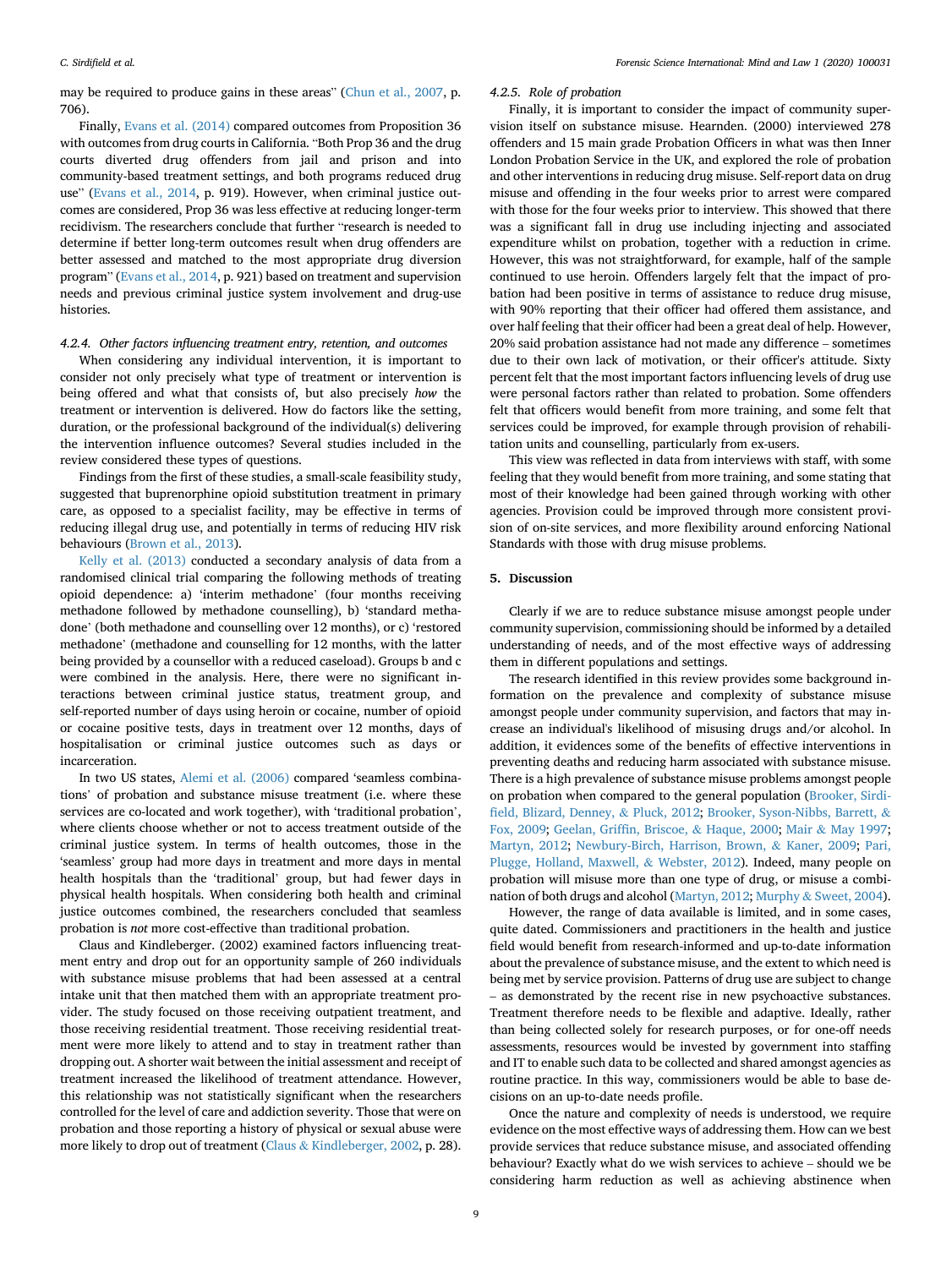may be required to produce gains in these areas" (Chun et al., 2007, p. 706).

Finally, Evans et al. (2014) compared outcomes from Proposition 36 with outcomes from drug courts in California. "Both Prop 36 and the drug courts diverted drug offenders from jail and prison and into community-based treatment settings, and both programs reduced drug use" (Evans et al., 2014, p. 919). However, when criminal justice outcomes are considered, Prop 36 was less effective at reducing longer-term recidivism. The researchers conclude that further "research is needed to determine if better long-term outcomes result when drug offenders are better assessed and matched to the most appropriate drug diversion program" (Evans et al., 2014, p. 921) based on treatment and supervision needs and previous criminal justice system involvement and drug-use histories.

#### 4.2.4. Other factors influencing treatment entry, retention, and outcomes

When considering any individual intervention, it is important to consider not only precisely what type of treatment or intervention is being offered and what that consists of, but also precisely *how* the treatment or intervention is delivered. How do factors like the setting, duration, or the professional background of the individual(s) delivering the intervention influence outcomes? Several studies included in the review considered these types of questions.

Findings from the first of these studies, a small-scale feasibility study, suggested that buprenorphine opioid substitution treatment in primary care, as opposed to a specialist facility, may be effective in terms of reducing illegal drug use, and potentially in terms of reducing HIV risk behaviours (Brown et al., 2013).

Kelly et al. (2013) conducted a secondary analysis of data from a randomised clinical trial comparing the following methods of treating opioid dependence: a) 'interim methadone' (four months receiving methadone followed by methadone counselling), b) 'standard methadone' (both methadone and counselling over 12 months), or c) 'restored methadone' (methadone and counselling for 12 months, with the latter being provided by a counsellor with a reduced caseload). Groups b and c were combined in the analysis. Here, there were no significant interactions between criminal justice status, treatment group, and self-reported number of days using heroin or cocaine, number of opioid or cocaine positive tests, days in treatment over 12 months, days of hospitalisation or criminal justice outcomes such as days or incarceration.

In two US states, Alemi et al. (2006) compared 'seamless combinations' of probation and substance misuse treatment (i.e. where these services are co-located and work together), with 'traditional probation', where clients choose whether or not to access treatment outside of the criminal justice system. In terms of health outcomes, those in the 'seamless' group had more days in treatment and more days in mental health hospitals than the 'traditional' group, but had fewer days in physical health hospitals. When considering both health and criminal justice outcomes combined, the researchers concluded that seamless probation is *not* more cost-effective than traditional probation.

Claus and Kindleberger. (2002) examined factors influencing treatment entry and drop out for an opportunity sample of 260 individuals with substance misuse problems that had been assessed at a central intake unit that then matched them with an appropriate treatment provider. The study focused on those receiving outpatient treatment, and those receiving residential treatment. Those receiving residential treatment were more likely to attend and to stay in treatment rather than dropping out. A shorter wait between the initial assessment and receipt of treatment increased the likelihood of treatment attendance. However, this relationship was not statistically significant when the researchers controlled for the level of care and addiction severity. Those that were on probation and those reporting a history of physical or sexual abuse were more likely to drop out of treatment (Claus & Kindleberger, 2002, p. 28).

#### 4.2.5. Role of probation

Finally, it is important to consider the impact of community supervision itself on substance misuse. Hearnden. (2000) interviewed 278 offenders and 15 main grade Probation Officers in what was then Inner London Probation Service in the UK, and explored the role of probation and other interventions in reducing drug misuse. Self-report data on drug misuse and offending in the four weeks prior to arrest were compared with those for the four weeks prior to interview. This showed that there was a significant fall in drug use including injecting and associated expenditure whilst on probation, together with a reduction in crime. However, this was not straightforward, for example, half of the sample continued to use heroin. Offenders largely felt that the impact of probation had been positive in terms of assistance to reduce drug misuse, with 90% reporting that their officer had offered them assistance, and over half feeling that their officer had been a great deal of help. However, 20% said probation assistance had not made any difference – sometimes due to their own lack of motivation, or their officer's attitude. Sixty percent felt that the most important factors influencing levels of drug use were personal factors rather than related to probation. Some offenders felt that officers would benefit from more training, and some felt that services could be improved, for example through provision of rehabilitation units and counselling, particularly from ex-users.

This view was reflected in data from interviews with staff, with some feeling that they would benefit from more training, and some stating that most of their knowledge had been gained through working with other agencies. Provision could be improved through more consistent provision of on-site services, and more flexibility around enforcing National Standards with those with drug misuse problems.

## 5. Discussion

Clearly if we are to reduce substance misuse amongst people under community supervision, commissioning should be informed by a detailed understanding of needs, and of the most effective ways of addressing them in different populations and settings.

The research identified in this review provides some background information on the prevalence and complexity of substance misuse amongst people under community supervision, and factors that may increase an individual's likelihood of misusing drugs and/or alcohol. In addition, it evidences some of the benefits of effective interventions in preventing deaths and reducing harm associated with substance misuse. There is a high prevalence of substance misuse problems amongst people on probation when compared to the general population (Brooker, Sirdifield, Blizard, Denney, & Pluck, 2012; Brooker, Syson-Nibbs, Barrett, & Fox, 2009; Geelan, Griffin, Briscoe, & Haque, 2000; Mair & May 1997; Martyn, 2012; Newbury-Birch, Harrison, Brown, & Kaner, 2009; Pari, Plugge, Holland, Maxwell, & Webster, 2012). Indeed, many people on probation will misuse more than one type of drug, or misuse a combination of both drugs and alcohol (Martyn, 2012; Murphy & Sweet, 2004).

However, the range of data available is limited, and in some cases, quite dated. Commissioners and practitioners in the health and justice field would benefit from research-informed and up-to-date information about the prevalence of substance misuse, and the extent to which need is being met by service provision. Patterns of drug use are subject to change – as demonstrated by the recent rise in new psychoactive substances. Treatment therefore needs to be flexible and adaptive. Ideally, rather than being collected solely for research purposes, or for one-off needs assessments, resources would be invested by government into staffing and IT to enable such data to be collected and shared amongst agencies as routine practice. In this way, commissioners would be able to base decisions on an up-to-date needs profile.

Once the nature and complexity of needs is understood, we require evidence on the most effective ways of addressing them. How can we best provide services that reduce substance misuse, and associated offending behaviour? Exactly what do we wish services to achieve – should we be considering harm reduction as well as achieving abstinence when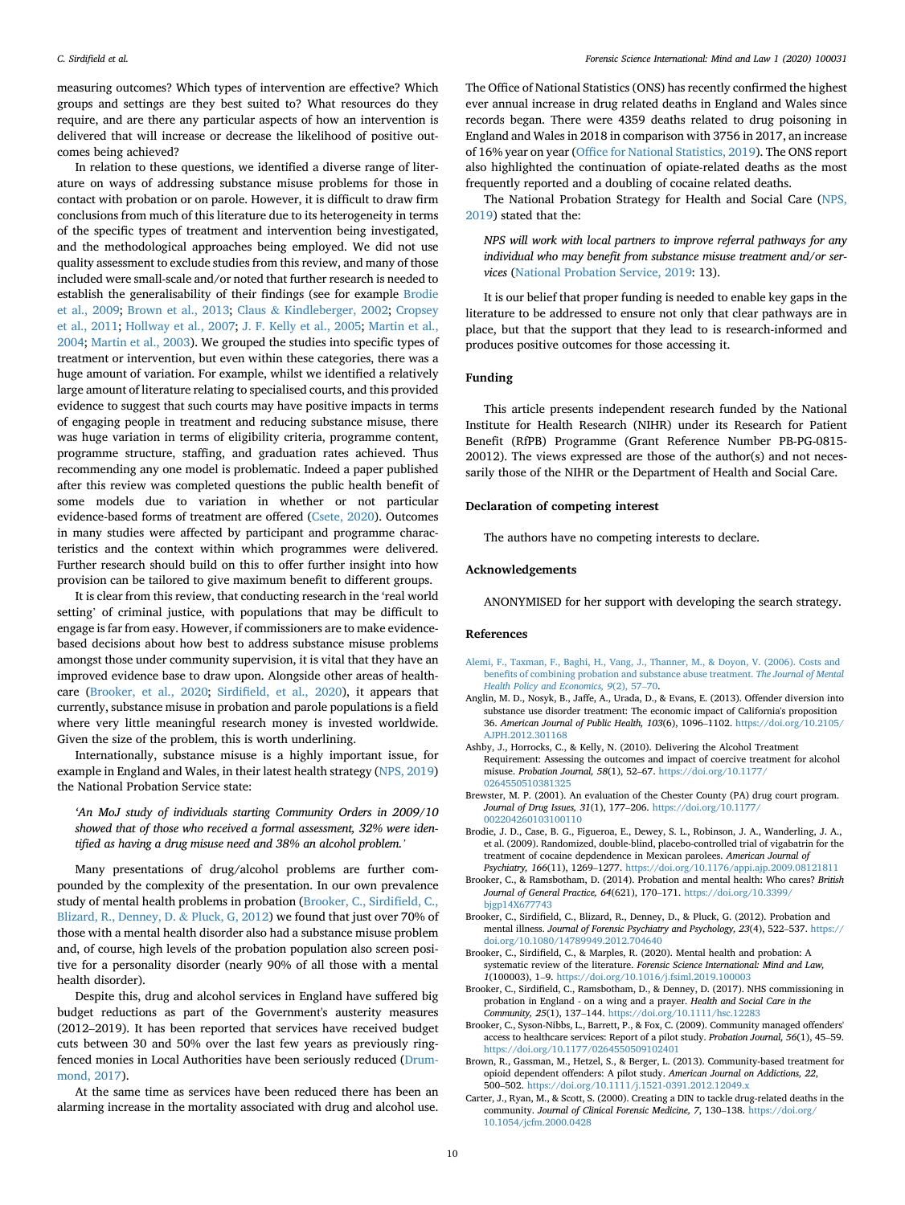measuring outcomes? Which types of intervention are effective? Which groups and settings are they best suited to? What resources do they require, and are there any particular aspects of how an intervention is delivered that will increase or decrease the likelihood of positive outcomes being achieved?

In relation to these questions, we identified a diverse range of literature on ways of addressing substance misuse problems for those in contact with probation or on parole. However, it is difficult to draw firm conclusions from much of this literature due to its heterogeneity in terms of the specific types of treatment and intervention being investigated, and the methodological approaches being employed. We did not use quality assessment to exclude studies from this review, and many of those included were small-scale and/or noted that further research is needed to establish the generalisability of their findings (see for example Brodie et al., 2009; Brown et al., 2013; Claus & Kindleberger, 2002; Cropsey et al., 2011; Hollway et al., 2007; J. F. Kelly et al., 2005; Martin et al., 2004; Martin et al., 2003). We grouped the studies into specific types of treatment or intervention, but even within these categories, there was a huge amount of variation. For example, whilst we identified a relatively large amount of literature relating to specialised courts, and this provided evidence to suggest that such courts may have positive impacts in terms of engaging people in treatment and reducing substance misuse, there was huge variation in terms of eligibility criteria, programme content, programme structure, staffing, and graduation rates achieved. Thus recommending any one model is problematic. Indeed a paper published after this review was completed questions the public health benefit of some models due to variation in whether or not particular evidence-based forms of treatment are offered (Csete, 2020). Outcomes in many studies were affected by participant and programme characteristics and the context within which programmes were delivered. Further research should build on this to offer further insight into how provision can be tailored to give maximum benefit to different groups.

It is clear from this review, that conducting research in the 'real world setting' of criminal justice, with populations that may be difficult to engage is far from easy. However, if commissioners are to make evidence-based decisions about how best to address substance misuse problems amongst those under community supervision, it is vital that they have an improved evidence base to draw upon. Alongside other areas of healthcare (Brooker, et al., 2020; Sirdifield, et al., 2020), it appears that currently, substance misuse in probation and parole populations is a field where very little meaningful research money is invested worldwide. Given the size of the problem, this is worth underlining.

Internationally, substance misuse is a highly important issue, for example in England and Wales, in their latest health strategy (NPS, 2019) the National Probation Service state:

*'An MoJ study of individuals starting Community Orders in 2009/10 showed that of those who received a formal assessment, 32% were identified as having a drug misuse need and 38% an alcohol problem.'*

Many presentations of drug/alcohol problems are further compounded by the complexity of the presentation. In our own prevalence study of mental health problems in probation (Brooker, C., Sirdifield, C., Blizard, R., Denney, D. & Pluck, G, 2012) we found that just over 70% of those with a mental health disorder also had a substance misuse problem and, of course, high levels of the probation population also screen positive for a personality disorder (nearly 90% of all those with a mental health disorder).

Despite this, drug and alcohol services in England have suffered big budget reductions as part of the Government's austerity measures (2012–2019). It has been reported that services have received budget cuts between 30 and 50% over the last few years as previously ring-fenced monies in Local Authorities have been seriously reduced (Drummond, 2017).

At the same time as services have been reduced there has been an alarming increase in the mortality associated with drug and alcohol use. The Office of National Statistics (ONS) has recently confirmed the highest ever annual increase in drug related deaths in England and Wales since records began. There were 4359 deaths related to drug poisoning in England and Wales in 2018 in comparison with 3756 in 2017, an increase of 16% year on year (Office for National Statistics, 2019). The ONS report also highlighted the continuation of opiate-related deaths as the most frequently reported and a doubling of cocaine related deaths.

The National Probation Strategy for Health and Social Care (NPS, 2019) stated that the:

*NPS will work with local partners to improve referral pathways for any individual who may benefit from substance misuse treatment and/or services* (National Probation Service, 2019: 13).

It is our belief that proper funding is needed to enable key gaps in the literature to be addressed to ensure not only that clear pathways are in place, but that the support that they lead to is research-informed and produces positive outcomes for those accessing it.

## Funding

This article presents independent research funded by the National Institute for Health Research (NIHR) under its Research for Patient Benefit (RfPB) Programme (Grant Reference Number PB-PG-0815-20012). The views expressed are those of the author(s) and not necessarily those of the NIHR or the Department of Health and Social Care.

## Declaration of competing interest

The authors have no competing interests to declare.

## Acknowledgements

ANONYMISED for her support with developing the search strategy.

## References

Alemi, F., Taxman, F., Baghi, H., Vang, J., Thanner, M., & Doyon, V. (2006). Costs and benefits of combining probation and substance abuse treatment. *The Journal of Mental Health Policy and Economics, 9*(2), 57–70.

Anglin, M. D., Nosyk, B., Jaffe, A., Urada, D., & Evans, E. (2013). Offender diversion into substance use disorder treatment: The economic impact of California's proposition 36. *American Journal of Public Health, 103*(6), 1096–1102. https://doi.org/10.2105/AJPH.2012.301168

Ashby, J., Horrocks, C., & Kelly, N. (2010). Delivering the Alcohol Treatment Requirement: Assessing the outcomes and impact of coercive treatment for alcohol misuse. *Probation Journal, 58*(1), 52–67. https://doi.org/10.1177/0264550510381325

Brewster, M. P. (2001). An evaluation of the Chester County (PA) drug court program. *Journal of Drug Issues, 31*(1), 177–206. https://doi.org/10.1177/002204260103100110

Brodie, J. D., Case, B. G., Figueroa, E., Dewey, S. L., Robinson, J. A., Wanderling, J. A., et al. (2009). Randomized, double-blind, placebo-controlled trial of vigabatrin for the treatment of cocaine depdendence in Mexican parolees. *American Journal of Psychiatry, 166*(11), 1269–1277. https://doi.org/10.1176/appi.ajp.2009.08121811

Brooker, C., & Ramsbotham, D. (2014). Probation and mental health: Who cares? *British Journal of General Practice, 64*(621), 170–171. https://doi.org/10.3399/bjgp14X677743

Brooker, C., Sirdifield, C., Blizard, R., Denney, D., & Pluck, G. (2012). Probation and mental illness. *Journal of Forensic Psychiatry and Psychology, 23*(4), 522–537. https://doi.org/10.1080/14789949.2012.704640

Brooker, C., Sirdifield, C., & Marples, R. (2020). Mental health and probation: A systematic review of the literature. *Forensic Science International: Mind and Law, 1*(100003), 1–9. https://doi.org/10.1016/j.fsiml.2019.100003

Brooker, C., Sirdifield, C., Ramsbotham, D., & Denney, D. (2017). NHS commissioning in probation in England - on a wing and a prayer. *Health and Social Care in the Community, 25*(1), 137–144. https://doi.org/10.1111/hsc.12283

Brooker, C., Syson-Nibbs, L., Barrett, P., & Fox, C. (2009). Community managed offenders' access to healthcare services: Report of a pilot study. *Probation Journal, 56*(1), 45–59. https://doi.org/10.1177/0264550509102401

Brown, R., Gassman, M., Hetzel, S., & Berger, L. (2013). Community-based treatment for opioid dependent offenders: A pilot study. *American Journal on Addictions, 22*, 500–502. https://doi.org/10.1111/j.1521-0391.2012.12049.x

Carter, J., Ryan, M., & Scott, S. (2000). Creating a DIN to tackle drug-related deaths in the community. *Journal of Clinical Forensic Medicine, 7*, 130–138. https://doi.org/10.1054/jcfm.2000.0428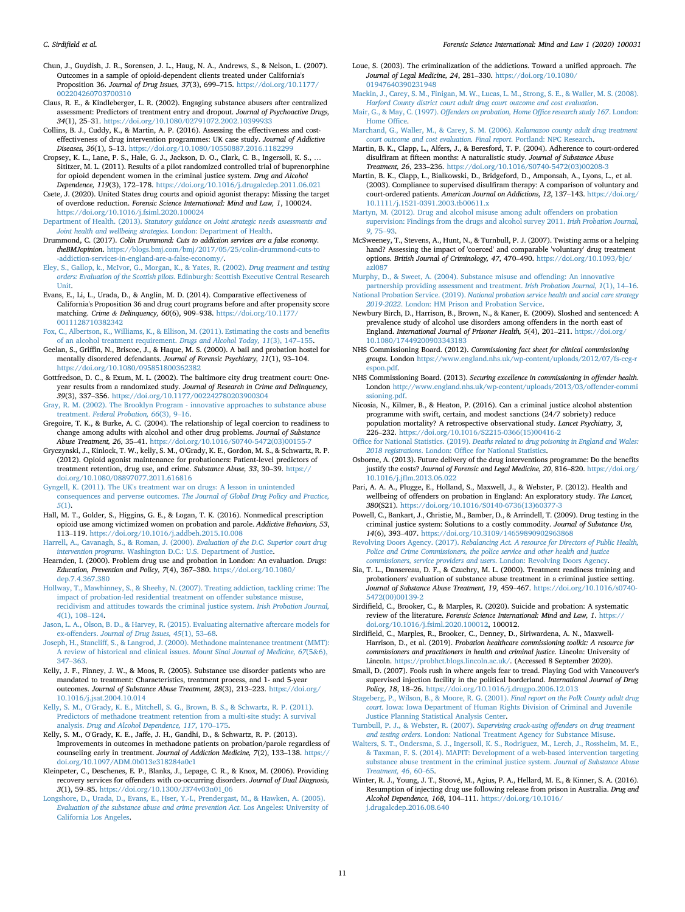Chun, J., Guydish, J. R., Sorensen, J. L., Haug, N. A., Andrews, S., & Nelson, L. (2007). Outcomes in a sample of opioid-dependent clients treated under California's Proposition 36. *Journal of Drug Issues, 37*(3), 699–715. https://doi.org/10.1177/002204260703700310

Claus, R. E., & Kindleberger, L. R. (2002). Engaging substance abusers after centralized assessment: Predictors of treatment entry and dropout. *Journal of Psychoactive Drugs, 34*(1), 25–31. https://doi.org/10.1080/02791072.2002.10399933

Collins, B. J., Cuddy, K., & Martin, A. P. (2016). Assessing the effectiveness and cost-effectiveness of drug intervention programmes: UK case study. *Journal of Addictive Diseases, 36*(1), 5–13. https://doi.org/10.1080/10550887.2016.1182299

Cropsey, K. L., Lane, P. S., Hale, G. J., Jackson, D. O., Clark, C. B., Ingersoll, K. S., … Sititzer, M. L. (2011). Results of a pilot randomized controlled trial of buprenorphine for opioid dependent women in the criminal justice system. *Drug and Alcohol Dependence, 119*(3), 172–178. https://doi.org/10.1016/j.drugalcdep.2011.06.021

Csete, J. (2020). United States drug courts and opioid agonist therapy: Missing the target of overdose reduction. *Forensic Science International: Mind and Law, 1*, 100024. https://doi.org/10.1016/j.fsiml.2020.100024

Department of Health. (2013). *Statutory guidance on Joint strategic needs assessments and Joint health and wellbeing strategies*. London: Department of Health.

Drummond, C. (2017). *Colin Drummond: Cuts to addiction services are a false economy. theBMJopinion*. https://blogs.bmj.com/bmj/2017/05/25/colin-drummond-cuts-to-addiction-services-in-england-are-a-false-economy/.

Eley, S., Gallop, k., McIvor, G., Morgan, K., & Yates, R. (2002). *Drug treatment and testing orders: Evaluation of the Scottish pilots*. Edinburgh: Scottish Executive Central Research Unit.

Evans, E., Li, L., Urada, D., & Anglin, M. D. (2014). Comparative effectiveness of California's Proposition 36 and drug court programs before and after propensity score matching. *Crime & Delinquency, 60*(6), 909–938. https://doi.org/10.1177/0011128710382342

Fox, C., Albertson, K., Williams, K., & Ellison, M. (2011). Estimating the costs and benefits of an alcohol treatment requirement. *Drugs and Alcohol Today, 11*(3), 147–155.

Geelan, S., Griffin, N., Briscoe, J., & Haque, M. S. (2000). A bail and probation hostel for mentally disordered defendants. *Journal of Forensic Psychiatry, 11*(1), 93–104. https://doi.org/10.1080/095851800362382

Gottfredson, D. C., & Exum, M. L. (2002). The baltimore city drug treatment court: One-year results from a randomized study. *Journal of Research in Crime and Delinquency, 39*(3), 337–356. https://doi.org/10.1177/002242780203900304

Gray, R. M. (2002). The Brooklyn Program - innovative approaches to substance abuse treatment. *Federal Probation, 66*(3), 9–16.

Gregoire, T. K., & Burke, A. C. (2004). The relationship of legal coercion to readiness to change among adults with alcohol and other drug problems. *Journal of Substance Abuse Treatment, 26*, 35–41. https://doi.org/10.1016/S0740-5472(03)00155-7

Gryczynski, J., Kinlock, T. W., kelly, S. M., O'Grady, K. E., Gordon, M. S., & Schwartz, R. P. (2012). Opioid agonist maintenance for probationers: Patient-level predictors of treatment retention, drug use, and crime. *Substance Abuse, 33*, 30–39. https://doi.org/10.1080/08897077.2011.616816

Gyngell, K. (2011). The UK's treatment war on drugs: A lesson in unintended consequences and perverse outcomes. *The Journal of Global Drug Policy and Practice, 5*(1).

Hall, M. T., Golder, S., Higgins, G. E., & Logan, T. K. (2016). Nonmedical prescription opioid use among victimized women on probation and parole. *Addictive Behaviors, 53*, 113–119. https://doi.org/10.1016/j.addbeh.2015.10.008

Harrell, A., Cavanagh, S., & Roman, J. (2000). *Evaluation of the D.C. Superior court drug intervention programs*. Washington D.C.: U.S. Department of Justice.

Hearnden, I. (2000). Problem drug use and probation in London: An evaluation. *Drugs: Education, Prevention and Policy, 7*(4), 367–380. https://doi.org/10.1080/dep.7.4.367.380

Hollway, T., Mawhinney, S., & Sheehy, N. (2007). Treating addiction, tackling crime: The impact of probation-led residential treatment on offender substance misuse, recidivism and attitudes towards the criminal justice system. *Irish Probation Journal, 4*(1), 108–124.

Jason, L. A., Olson, B. D., & Harvey, R. (2015). Evaluating alternative aftercare models for ex-offenders. *Journal of Drug Issues, 45*(1), 53–68.

Joseph, H., Stancliff, S., & Langrod, J. (2000). Methadone maintenance treatment (MMT): A review of historical and clinical issues. *Mount Sinai Journal of Medicine, 67*(5&6), 347–363.

Kelly, J. F., Finney, J. W., & Moos, R. (2005). Substance use disorder patients who are mandated to treatment: Characteristics, treatment process, and 1- and 5-year outcomes. *Journal of Substance Abuse Treatment, 28*(3), 213–223. https://doi.org/10.1016/j.jsat.2004.10.014

Kelly, S. M., O'Grady, K. E., Mitchell, S. G., Brown, B. S., & Schwartz, R. P. (2011). Predictors of methadone treatment retention from a multi-site study: A survival analysis. *Drug and Alcohol Dependence, 117*, 170–175.

Kelly, S. M., O'Grady, K. E., Jaffe, J. H., Gandhi, D., & Schwartz, R. P. (2013). Improvements in outcomes in methadone patients on probation/parole regardless of counseling early in treatment. *Journal of Addiction Medicine, 7*(2), 133–138. https://doi.org/10.1097/ADM.0b013e318284a0c1

Kleinpeter, C., Deschenes, E. P., Blanks, J., Lepage, C. R., & Knox, M. (2006). Providing recovery services for offenders with co-occurring disorders. *Journal of Dual Diagnosis, 3*(1), 59–85. https://doi.org/10.1300/J374v03n01_06

Longshore, D., Urada, D., Evans, E., Hser, Y.-I., Prendergast, M., & Hawken, A. (2005). *Evaluation of the substance abuse and crime prevention Act*. Los Angeles: University of California Los Angeles.

Loue, S. (2003). The criminalization of the addictions. Toward a unified approach. *The Journal of Legal Medicine, 24*, 281–330. https://doi.org/10.1080/01947640390231948

Mackin, J., Carey, S. M., Finigan, M. W., Lucas, L. M., Strong, S. E., & Waller, M. S. (2008). *Harford County district court adult drug court outcome and cost evaluation*.

Mair, G., & May, C. (1997). *Offenders on probation, Home Office research study 167*. London: Home Office.

Marchand, G., Waller, M., & Carey, S. M. (2006). *Kalamazoo county adult drug treatment court outcome and cost evaluation. Final report*. Portland: NPC Research.

Martin, B. K., Clapp, L., Alfers, J., & Beresford, T. P. (2004). Adherence to court-ordered disulfiram at fifteen months: A naturalistic study. *Journal of Substance Abuse Treatment, 26*, 233–236. https://doi.org/10.1016/S0740-5472(03)00208-3

Martin, B. K., Clapp, L., Bialkowski, D., Bridgeford, D., Amponsah, A., Lyons, L., et al. (2003). Compliance to supervised disulfiram therapy: A comparison of voluntary and court-ordered patients. *American Journal on Addictions, 12*, 137–143. https://doi.org/10.1111/j.1521-0391.2003.tb00611.x

Martyn, M. (2012). Drug and alcohol misuse among adult offenders on probation supervision: Findings from the drugs and alcohol survey 2011. *Irish Probation Journal, 9*, 75–93.

McSweeney, T., Stevens, A., Hunt, N., & Turnbull, P. J. (2007). Twisting arms or a helping hand? Assessing the impact of 'coerced' and comparable 'voluntary' drug treatment options. *British Journal of Criminology, 47*, 470–490. https://doi.org/10.1093/bjc/azl087

Murphy, D., & Sweet, A. (2004). Substance misuse and offending: An innovative partnership providing assessment and treatment. *Irish Probation Journal, 1*(1), 14–16.

National Probation Service. (2019). *National probation service health and social care strategy 2019-2022*. London: HM Prison and Probation Service.

Newbury Birch, D., Harrison, B., Brown, N., & Kaner, E. (2009). Sloshed and sentenced: A prevalence study of alcohol use disorders among offenders in the north east of England. *International Journal of Prisoner Health, 5*(4), 201–211. https://doi.org/10.1080/17449200903343183

NHS Commissioning Board. (2012). *Commissioning fact sheet for clinical commissioning groups*. London https://www.england.nhs.uk/wp-content/uploads/2012/07/fs-ccg-respon.pdf.

NHS Commissioning Board. (2013). *Securing excellence in commissioning in offender health*. London http://www.england.nhs.uk/wp-content/uploads/2013/03/offender-commissioning.pdf.

Nicosia, N., Kilmer, B., & Heaton, P. (2016). Can a criminal justice alcohol abstention programme with swift, certain, and modest sanctions (24/7 sobriety) reduce population mortality? A retrospective observational study. *Lancet Psychiatry, 3*, 226–232. https://doi.org/10.1016/S2215-0366(15)00416-2

Office for National Statistics. (2019). *Deaths related to drug poisoning in England and Wales: 2018 registrations*. London: Office for National Statistics.

Osborne, A. (2013). Future delivery of the drug interventions programme: Do the benefits justify the costs? *Journal of Forensic and Legal Medicine, 20*, 816–820. https://doi.org/10.1016/j.jflm.2013.06.022

Pari, A. A. A., Plugge, E., Holland, S., Maxwell, J., & Webster, P. (2012). Health and wellbeing of offenders on probation in England: An exploratory study. *The Lancet, 380*(S21). https://doi.org/10.1016/S0140-6736(13)60377-3

Powell, C., Bankart, J., Christie, M., Bamber, D., & Arrindell, T. (2009). Drug testing in the criminal justice system: Solutions to a costly commodity. *Journal of Substance Use, 14*(6), 393–407. https://doi.org/10.3109/14659890902963868

Revolving Doors Agency. (2017). *Rebalancing Act. A resource for Directors of Public Health, Police and Crime Commissioners, the police service and other health and justice commissioners, service providers and users*. London: Revolving Doors Agency.

Sia, T. L., Dansereau, D. F., & Czuchry, M. L. (2000). Treatment readiness training and probationers' evaluation of substance abuse treatment in a criminal justice setting. *Journal of Substance Abuse Treatment, 19*, 459–467. https://doi.org/10.1016/s0740-5472(00)00139-2

Sirdifield, C., Brooker, C., & Marples, R. (2020). Suicide and probation: A systematic review of the literature. *Forensic Science International: Mind and Law, 1*. https://doi.org/10.1016/j.fsiml.2020.100012, 100012.

Sirdifield, C., Marples, R., Brooker, C., Denney, D., Siriwardena, A. N., Maxwell-Harrison, D., et al. (2019). *Probation healthcare commissioning toolkit: A resource for commissioners and practitioners in health and criminal justice*. Lincoln: University of Lincoln. https://probhct.blogs.lincoln.ac.uk/. (Accessed 8 September 2020).

Small, D. (2007). Fools rush in where angels fear to tread. Playing God with Vancouver's supervised injection facility in the political borderland. *International Journal of Drug Policy, 18*, 18–26. https://doi.org/10.1016/j.drugpo.2006.12.013

Stageberg, P., Wilson, B., & Moore, R. G. (2001). *Final report on the Polk County adult drug court*. Iowa: Iowa Department of Human Rights Division of Criminal and Juvenile Justice Planning Statistical Analysis Center.

Turnbull, P. J., & Webster, R. (2007). *Supervising crack-using offenders on drug treatment and testing orders*. London: National Treatment Agency for Substance Misuse.

Walters, S. T., Ondersma, S. J., Ingersoll, K. S., Rodriguez, M., Lerch, J., Rossheim, M. E., & Taxman, F. S. (2014). MAPIT: Development of a web-based intervention targeting substance abuse treatment in the criminal justice system. *Journal of Substance Abuse Treatment, 46*, 60–65.

Winter, R. J., Young, J. T., Stoové, M., Agius, P. A., Hellard, M. E., & Kinner, S. A. (2016). Resumption of injecting drug use following release from prison in Australia. *Drug and Alcohol Dependence, 168*, 104–111. https://doi.org/10.1016/j.drugalcdep.2016.08.640